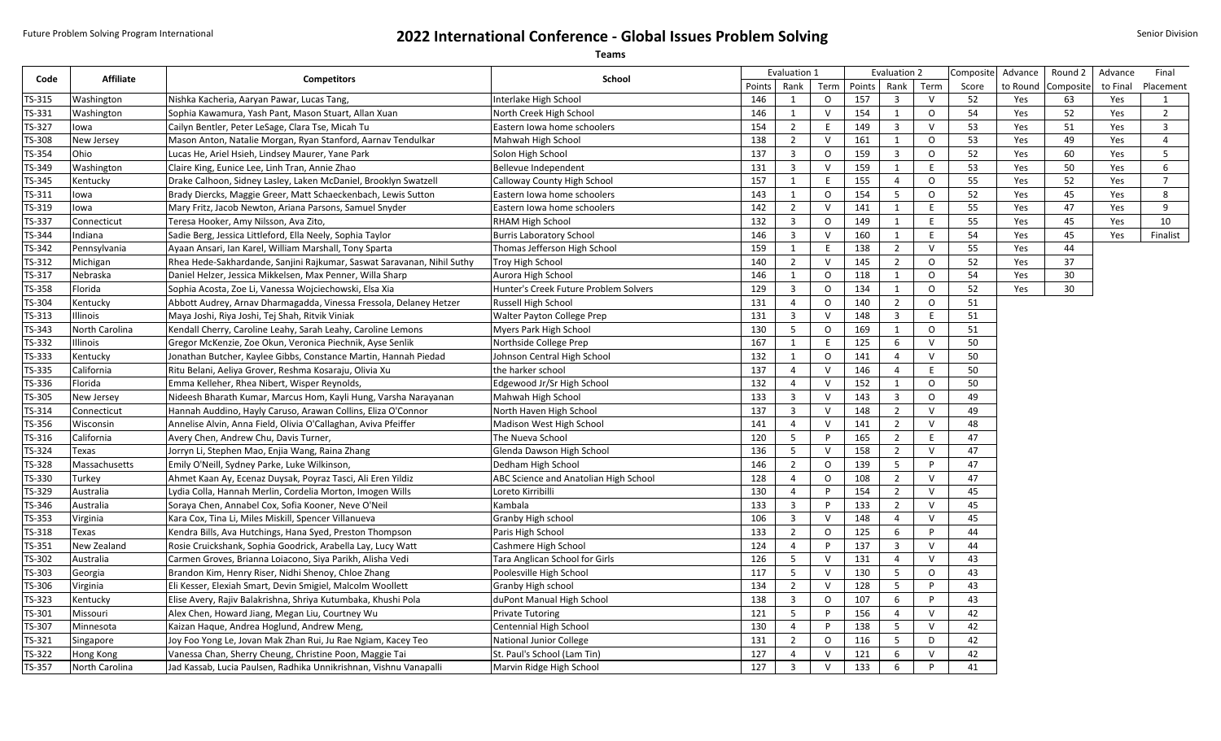Future Problem Solving Program International

# 2022 International Conference - Global Issues Problem Solving

Senior Division

**Teams**

| Code | Affiliate | Competitors | School | Evaluation 1 | | | Evaluation 2 | | | Composite | Advance | Round 2 | Advance | Final |
|---|---|---|---|---|---|---|---|---|---|---|---|---|---|---|
| | | | | Points | Rank | Term | Points | Rank | Term | Score | to Round | Composite | to Final | Placement |
| TS-315 | Washington | Nishka Kacheria, Aaryan Pawar, Lucas Tang, | Interlake High School | 146 | 1 | O | 157 | 3 | V | 52 | Yes | 63 | Yes | 1 |
| TS-331 | Washington | Sophia Kawamura, Yash Pant, Mason Stuart, Allan Xuan | North Creek High School | 146 | 1 | V | 154 | 1 | O | 54 | Yes | 52 | Yes | 2 |
| TS-327 | Iowa | Cailyn Bentler, Peter LeSage, Clara Tse, Micah Tu | Eastern Iowa home schoolers | 154 | 2 | E | 149 | 3 | V | 53 | Yes | 51 | Yes | 3 |
| TS-308 | New Jersey | Mason Anton, Natalie Morgan, Ryan Stanford, Aarnav Tendulkar | Mahwah High School | 138 | 2 | V | 161 | 1 | O | 53 | Yes | 49 | Yes | 4 |
| TS-354 | Ohio | Lucas He, Ariel Hsieh, Lindsey Maurer, Yane Park | Solon High School | 137 | 3 | O | 159 | 3 | O | 52 | Yes | 60 | Yes | 5 |
| TS-349 | Washington | Claire King, Eunice Lee, Linh Tran, Annie Zhao | Bellevue Independent | 131 | 3 | V | 159 | 1 | E | 53 | Yes | 50 | Yes | 6 |
| TS-345 | Kentucky | Drake Calhoon, Sidney Lasley, Laken McDaniel, Brooklyn Swatzell | Calloway County High School | 157 | 1 | E | 155 | 4 | O | 55 | Yes | 52 | Yes | 7 |
| TS-311 | Iowa | Brady Diercks, Maggie Greer, Matt Schaeckenbach, Lewis Sutton | Eastern Iowa home schoolers | 143 | 1 | O | 154 | 5 | O | 52 | Yes | 45 | Yes | 8 |
| TS-319 | Iowa | Mary Fritz, Jacob Newton, Ariana Parsons, Samuel Snyder | Eastern Iowa home schoolers | 142 | 2 | V | 141 | 1 | E | 55 | Yes | 47 | Yes | 9 |
| TS-337 | Connecticut | Teresa Hooker, Amy Nilsson, Ava Zito, | RHAM High School | 132 | 3 | O | 149 | 1 | E | 55 | Yes | 45 | Yes | 10 |
| TS-344 | Indiana | Sadie Berg, Jessica Littleford, Ella Neely, Sophia Taylor | Burris Laboratory School | 146 | 3 | V | 160 | 1 | E | 54 | Yes | 45 | Yes | Finalist |
| TS-342 | Pennsylvania | Ayaan Ansari, Ian Karel, William Marshall, Tony Sparta | Thomas Jefferson High School | 159 | 1 | E | 138 | 2 | V | 55 | Yes | 44 | | |
| TS-312 | Michigan | Rhea Hede-Sakhardande, Sanjini Rajkumar, Saswat Saravanan, Nihil Suthy | Troy High School | 140 | 2 | V | 145 | 2 | O | 52 | Yes | 37 | | |
| TS-317 | Nebraska | Daniel Helzer, Jessica Mikkelsen, Max Penner, Willa Sharp | Aurora High School | 146 | 1 | O | 118 | 1 | O | 54 | Yes | 30 | | |
| TS-358 | Florida | Sophia Acosta, Zoe Li, Vanessa Wojciechowski, Elsa Xia | Hunter's Creek Future Problem Solvers | 129 | 3 | O | 134 | 1 | O | 52 | Yes | 30 | | |
| TS-304 | Kentucky | Abbott Audrey, Arnav Dharmagadda, Vinessa Fressola, Delaney Hetzer | Russell High School | 131 | 4 | O | 140 | 2 | O | 51 | | | | |
| TS-313 | Illinois | Maya Joshi, Riya Joshi, Tej Shah, Ritvik Viniak | Walter Payton College Prep | 131 | 3 | V | 148 | 3 | E | 51 | | | | |
| TS-343 | North Carolina | Kendall Cherry, Caroline Leahy, Sarah Leahy, Caroline Lemons | Myers Park High School | 130 | 5 | O | 169 | 1 | O | 51 | | | | |
| TS-332 | Illinois | Gregor McKenzie, Zoe Okun, Veronica Piechnik, Ayse Senlik | Northside College Prep | 167 | 1 | E | 125 | 6 | V | 50 | | | | |
| TS-333 | Kentucky | Jonathan Butcher, Kaylee Gibbs, Constance Martin, Hannah Piedad | Johnson Central High School | 132 | 1 | O | 141 | 4 | V | 50 | | | | |
| TS-335 | California | Ritu Belani, Aeliya Grover, Reshma Kosaraju, Olivia Xu | the harker school | 137 | 4 | V | 146 | 4 | E | 50 | | | | |
| TS-336 | Florida | Emma Kelleher, Rhea Nibert, Wisper Reynolds, | Edgewood Jr/Sr High School | 132 | 4 | V | 152 | 1 | O | 50 | | | | |
| TS-305 | New Jersey | Nideesh Bharath Kumar, Marcus Hom, Kayli Hung, Varsha Narayanan | Mahwah High School | 133 | 3 | V | 143 | 3 | O | 49 | | | | |
| TS-314 | Connecticut | Hannah Auddino, Hayly Caruso, Arawan Collins, Eliza O'Connor | North Haven High School | 137 | 3 | V | 148 | 2 | V | 49 | | | | |
| TS-356 | Wisconsin | Annelise Alvin, Anna Field, Olivia O'Callaghan, Aviva Pfeiffer | Madison West High School | 141 | 4 | V | 141 | 2 | V | 48 | | | | |
| TS-316 | California | Avery Chen, Andrew Chu, Davis Turner, | The Nueva School | 120 | 5 | P | 165 | 2 | E | 47 | | | | |
| TS-324 | Texas | Jorryn Li, Stephen Mao, Enjia Wang, Raina Zhang | Glenda Dawson High School | 136 | 5 | V | 158 | 2 | V | 47 | | | | |
| TS-328 | Massachusetts | Emily O'Neill, Sydney Parke, Luke Wilkinson, | Dedham High School | 146 | 2 | O | 139 | 5 | P | 47 | | | | |
| TS-330 | Turkey | Ahmet Kaan Ay, Ecenaz Duysak, Poyraz Tasci, Ali Eren Yildiz | ABC Science and Anatolian High School | 128 | 4 | O | 108 | 2 | V | 47 | | | | |
| TS-329 | Australia | Lydia Colla, Hannah Merlin, Cordelia Morton, Imogen Wills | Loreto Kirribilli | 130 | 4 | P | 154 | 2 | V | 45 | | | | |
| TS-346 | Australia | Soraya Chen, Annabel Cox, Sofia Kooner, Neve O'Neil | Kambala | 133 | 3 | P | 133 | 2 | V | 45 | | | | |
| TS-353 | Virginia | Kara Cox, Tina Li, Miles Miskill, Spencer Villanueva | Granby High school | 106 | 3 | V | 148 | 4 | V | 45 | | | | |
| TS-318 | Texas | Kendra Bills, Ava Hutchings, Hana Syed, Preston Thompson | Paris High School | 133 | 2 | O | 125 | 6 | P | 44 | | | | |
| TS-351 | New Zealand | Rosie Cruickshank, Sophia Goodrick, Arabella Lay, Lucy Watt | Cashmere High School | 124 | 4 | P | 137 | 3 | V | 44 | | | | |
| TS-302 | Australia | Carmen Groves, Brianna Loiacono, Siya Parikh, Alisha Vedi | Tara Anglican School for Girls | 126 | 5 | V | 131 | 4 | V | 43 | | | | |
| TS-303 | Georgia | Brandon Kim, Henry Riser, Nidhi Shenoy, Chloe Zhang | Poolesville High School | 117 | 5 | V | 130 | 5 | O | 43 | | | | |
| TS-306 | Virginia | Eli Kesser, Elexiah Smart, Devin Smigiel, Malcolm Woollett | Granby High school | 134 | 2 | V | 128 | 5 | P | 43 | | | | |
| TS-323 | Kentucky | Elise Avery, Rajiv Balakrishna, Shriya Kutumbaka, Khushi Pola | duPont Manual High School | 138 | 3 | O | 107 | 6 | P | 43 | | | | |
| TS-301 | Missouri | Alex Chen, Howard Jiang, Megan Liu, Courtney Wu | Private Tutoring | 121 | 5 | P | 156 | 4 | V | 42 | | | | |
| TS-307 | Minnesota | Kaizan Haque, Andrea Hoglund, Andrew Meng, | Centennial High School | 130 | 4 | P | 138 | 5 | V | 42 | | | | |
| TS-321 | Singapore | Joy Foo Yong Le, Jovan Mak Zhan Rui, Ju Rae Ngiam, Kacey Teo | National Junior College | 131 | 2 | O | 116 | 5 | D | 42 | | | | |
| TS-322 | Hong Kong | Vanessa Chan, Sherry Cheung, Christine Poon, Maggie Tai | St. Paul's School (Lam Tin) | 127 | 4 | V | 121 | 6 | V | 42 | | | | |
| TS-357 | North Carolina | Jad Kassab, Lucia Paulsen, Radhika Unnikrishnan, Vishnu Vanapalli | Marvin Ridge High School | 127 | 3 | V | 133 | 6 | P | 41 | | | | |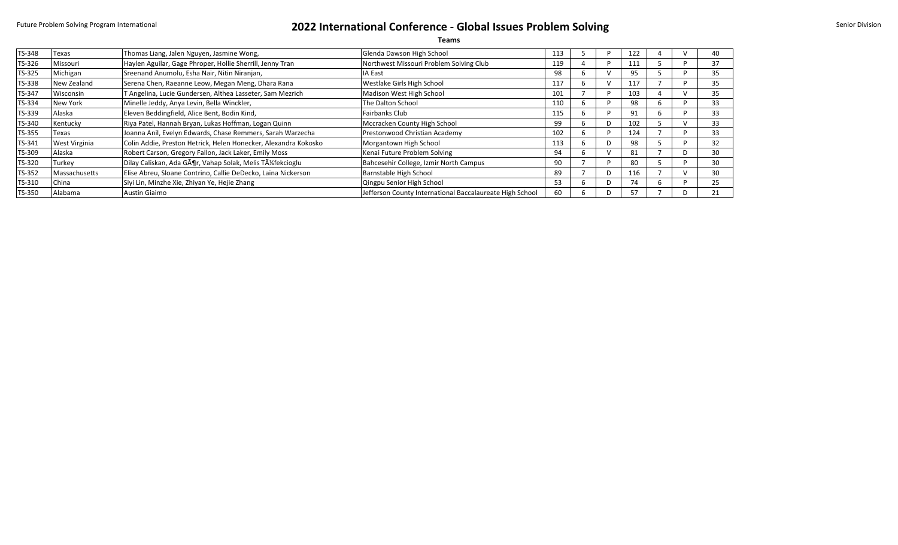# 2022 International Conference - Global Issues Problem Solving

Senior Division

**Teams**

| | | | | | | | | | | |
|---|---|---|---|---|---|---|---|---|---|---|
| TS-348 | Texas | Thomas Liang, Jalen Nguyen, Jasmine Wong, | Glenda Dawson High School | 113 | 5 | P | 122 | 4 | V | 40 |
| TS-326 | Missouri | Haylen Aguilar, Gage Phroper, Hollie Sherrill, Jenny Tran | Northwest Missouri Problem Solving Club | 119 | 4 | P | 111 | 5 | P | 37 |
| TS-325 | Michigan | Sreenand Anumolu, Esha Nair, Nitin Niranjan, | IA East | 98 | 6 | V | 95 | 5 | P | 35 |
| TS-338 | New Zealand | Serena Chen, Raeanne Leow, Megan Meng, Dhara Rana | Westlake Girls High School | 117 | 6 | V | 117 | 7 | P | 35 |
| TS-347 | Wisconsin | T Angelina, Lucie Gundersen, Althea Lasseter, Sam Mezrich | Madison West High School | 101 | 7 | P | 103 | 4 | V | 35 |
| TS-334 | New York | Minelle Jeddy, Anya Levin, Bella Winckler, | The Dalton School | 110 | 6 | P | 98 | 6 | P | 33 |
| TS-339 | Alaska | Eleven Beddingfield, Alice Bent, Bodin Kind, | Fairbanks Club | 115 | 6 | P | 91 | 6 | P | 33 |
| TS-340 | Kentucky | Riya Patel, Hannah Bryan, Lukas Hoffman, Logan Quinn | Mccracken County High School | 99 | 6 | D | 102 | 5 | V | 33 |
| TS-355 | Texas | Joanna Anil, Evelyn Edwards, Chase Remmers, Sarah Warzecha | Prestonwood Christian Academy | 102 | 6 | P | 124 | 7 | P | 33 |
| TS-341 | West Virginia | Colin Addie, Preston Hetrick, Helen Honecker, Alexandra Kokosko | Morgantown High School | 113 | 6 | D | 98 | 5 | P | 32 |
| TS-309 | Alaska | Robert Carson, Gregory Fallon, Jack Laker, Emily Moss | Kenai Future Problem Solving | 94 | 6 | V | 81 | 7 | D | 30 |
| TS-320 | Turkey | Dilay Caliskan, Ada GÃ¶r, Vahap Solak, Melis TÃ¼fekcioglu | Bahcesehir College, Izmir North Campus | 90 | 7 | P | 80 | 5 | P | 30 |
| TS-352 | Massachusetts | Elise Abreu, Sloane Contrino, Callie DeDecko, Laina Nickerson | Barnstable High School | 89 | 7 | D | 116 | 7 | V | 30 |
| TS-310 | China | Siyi Lin, Minzhe Xie, Zhiyan Ye, Hejie Zhang | Qingpu Senior High School | 53 | 6 | D | 74 | 6 | P | 25 |
| TS-350 | Alabama | Austin Giaimo | Jefferson County International Baccalaureate High School | 60 | 6 | D | 57 | 7 | D | 21 |